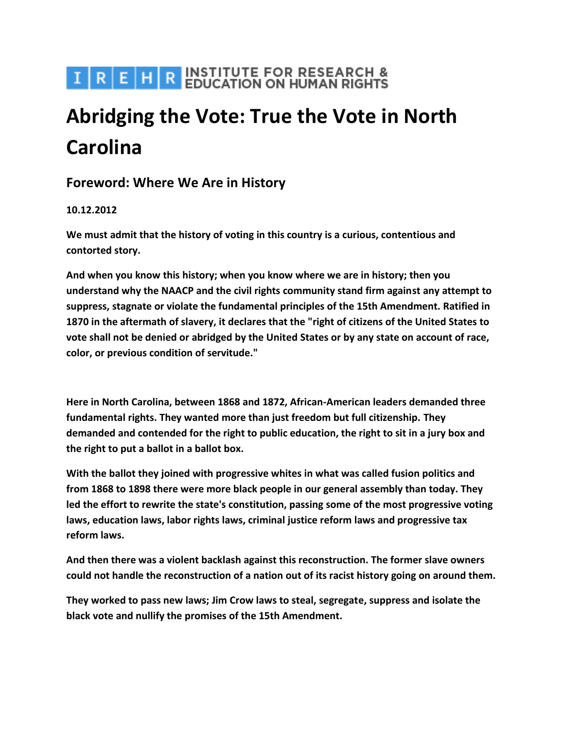I R E H R INSTITUTE FOR RESEARCH & EDUCATION ON HUMAN RIGHTS

# Abridging the Vote: True the Vote in North Carolina

## Foreword: Where We Are in History

**10.12.2012**

**We must admit that the history of voting in this country is a curious, contentious and contorted story.**

**And when you know this history; when you know where we are in history; then you understand why the NAACP and the civil rights community stand firm against any attempt to suppress, stagnate or violate the fundamental principles of the 15th Amendment. Ratified in 1870 in the aftermath of slavery, it declares that the "right of citizens of the United States to vote shall not be denied or abridged by the United States or by any state on account of race, color, or previous condition of servitude."**

**Here in North Carolina, between 1868 and 1872, African-American leaders demanded three fundamental rights. They wanted more than just freedom but full citizenship. They demanded and contended for the right to public education, the right to sit in a jury box and the right to put a ballot in a ballot box.**

**With the ballot they joined with progressive whites in what was called fusion politics and from 1868 to 1898 there were more black people in our general assembly than today. They led the effort to rewrite the state's constitution, passing some of the most progressive voting laws, education laws, labor rights laws, criminal justice reform laws and progressive tax reform laws.**

**And then there was a violent backlash against this reconstruction. The former slave owners could not handle the reconstruction of a nation out of its racist history going on around them.**

**They worked to pass new laws; Jim Crow laws to steal, segregate, suppress and isolate the black vote and nullify the promises of the 15th Amendment.**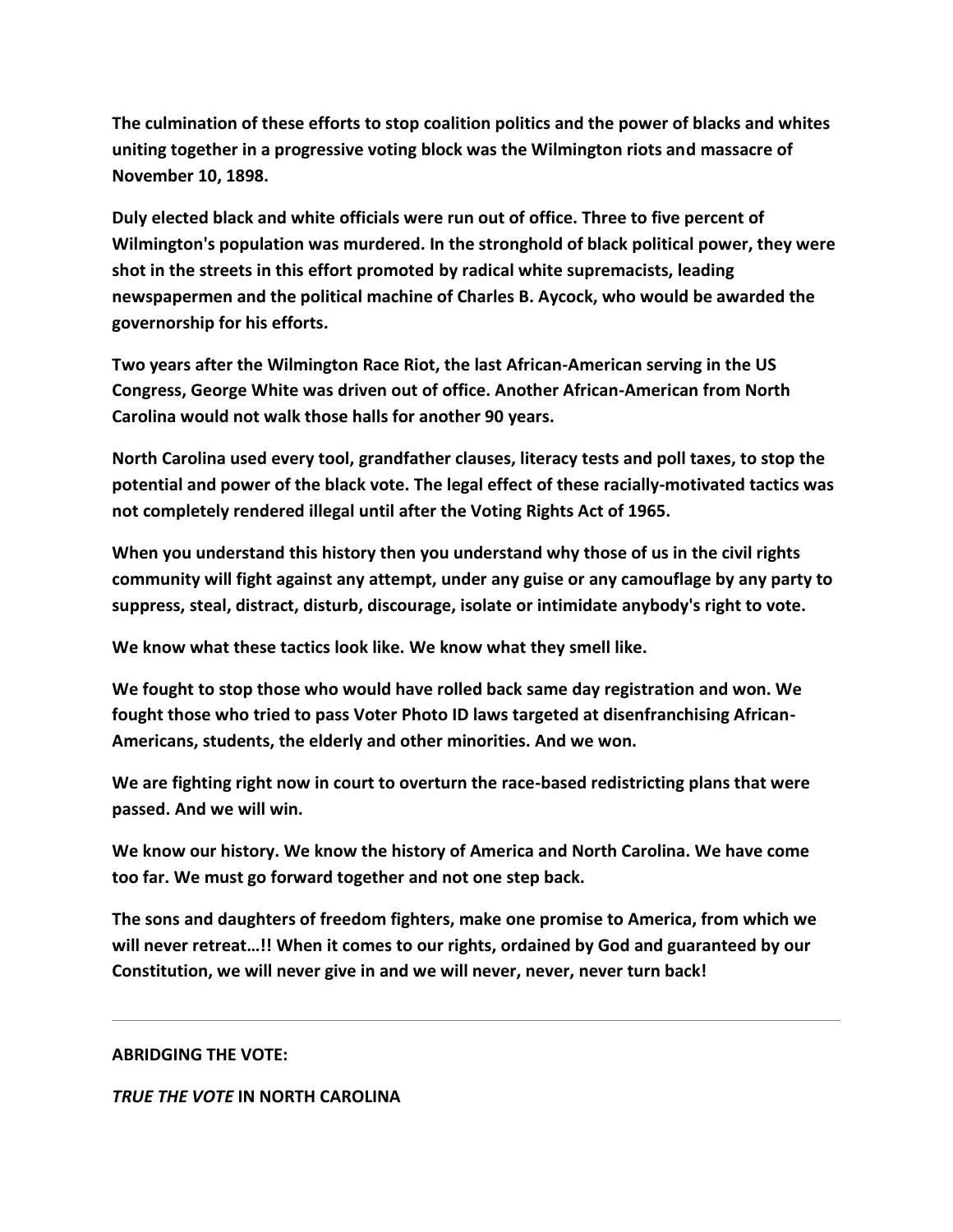**The culmination of these efforts to stop coalition politics and the power of blacks and whites uniting together in a progressive voting block was the Wilmington riots and massacre of November 10, 1898.**

**Duly elected black and white officials were run out of office. Three to five percent of Wilmington's population was murdered. In the stronghold of black political power, they were shot in the streets in this effort promoted by radical white supremacists, leading newspapermen and the political machine of Charles B. Aycock, who would be awarded the governorship for his efforts.**

**Two years after the Wilmington Race Riot, the last African-American serving in the US Congress, George White was driven out of office. Another African-American from North Carolina would not walk those halls for another 90 years.**

**North Carolina used every tool, grandfather clauses, literacy tests and poll taxes, to stop the potential and power of the black vote. The legal effect of these racially-motivated tactics was not completely rendered illegal until after the Voting Rights Act of 1965.**

**When you understand this history then you understand why those of us in the civil rights community will fight against any attempt, under any guise or any camouflage by any party to suppress, steal, distract, disturb, discourage, isolate or intimidate anybody's right to vote.**

**We know what these tactics look like. We know what they smell like.**

**We fought to stop those who would have rolled back same day registration and won. We fought those who tried to pass Voter Photo ID laws targeted at disenfranchising African-Americans, students, the elderly and other minorities. And we won.**

**We are fighting right now in court to overturn the race-based redistricting plans that were passed. And we will win.**

**We know our history. We know the history of America and North Carolina. We have come too far. We must go forward together and not one step back.**

**The sons and daughters of freedom fighters, make one promise to America, from which we will never retreat…!! When it comes to our rights, ordained by God and guaranteed by our Constitution, we will never give in and we will never, never, never turn back!**

---

**ABRIDGING THE VOTE:**

***TRUE THE VOTE* IN NORTH CAROLINA**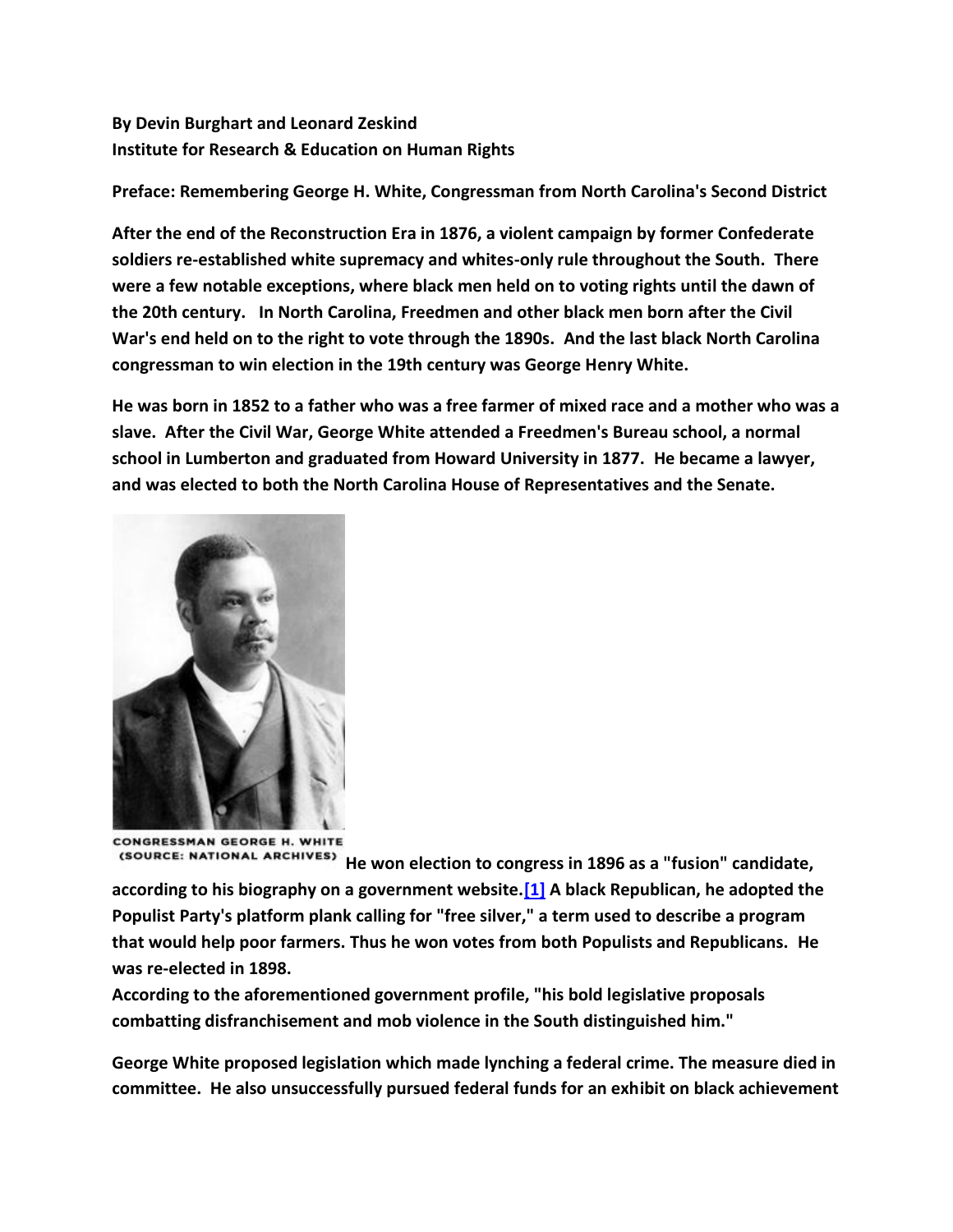**By Devin Burghart and Leonard Zeskind**
**Institute for Research & Education on Human Rights**

**Preface: Remembering George H. White, Congressman from North Carolina's Second District**

**After the end of the Reconstruction Era in 1876, a violent campaign by former Confederate soldiers re-established white supremacy and whites-only rule throughout the South. There were a few notable exceptions, where black men held on to voting rights until the dawn of the 20th century. In North Carolina, Freedmen and other black men born after the Civil War's end held on to the right to vote through the 1890s. And the last black North Carolina congressman to win election in the 19th century was George Henry White.**

**He was born in 1852 to a father who was a free farmer of mixed race and a mother who was a slave. After the Civil War, George White attended a Freedmen's Bureau school, a normal school in Lumberton and graduated from Howard University in 1877. He became a lawyer, and was elected to both the North Carolina House of Representatives and the Senate.**

CONGRESSMAN GEORGE H. WHITE
(SOURCE: NATIONAL ARCHIVES)

**He won election to congress in 1896 as a "fusion" candidate, according to his biography on a government website.[1] A black Republican, he adopted the Populist Party's platform plank calling for "free silver," a term used to describe a program that would help poor farmers. Thus he won votes from both Populists and Republicans. He was re-elected in 1898.**

**According to the aforementioned government profile, "his bold legislative proposals combatting disfranchisement and mob violence in the South distinguished him."**

**George White proposed legislation which made lynching a federal crime. The measure died in committee. He also unsuccessfully pursued federal funds for an exhibit on black achievement**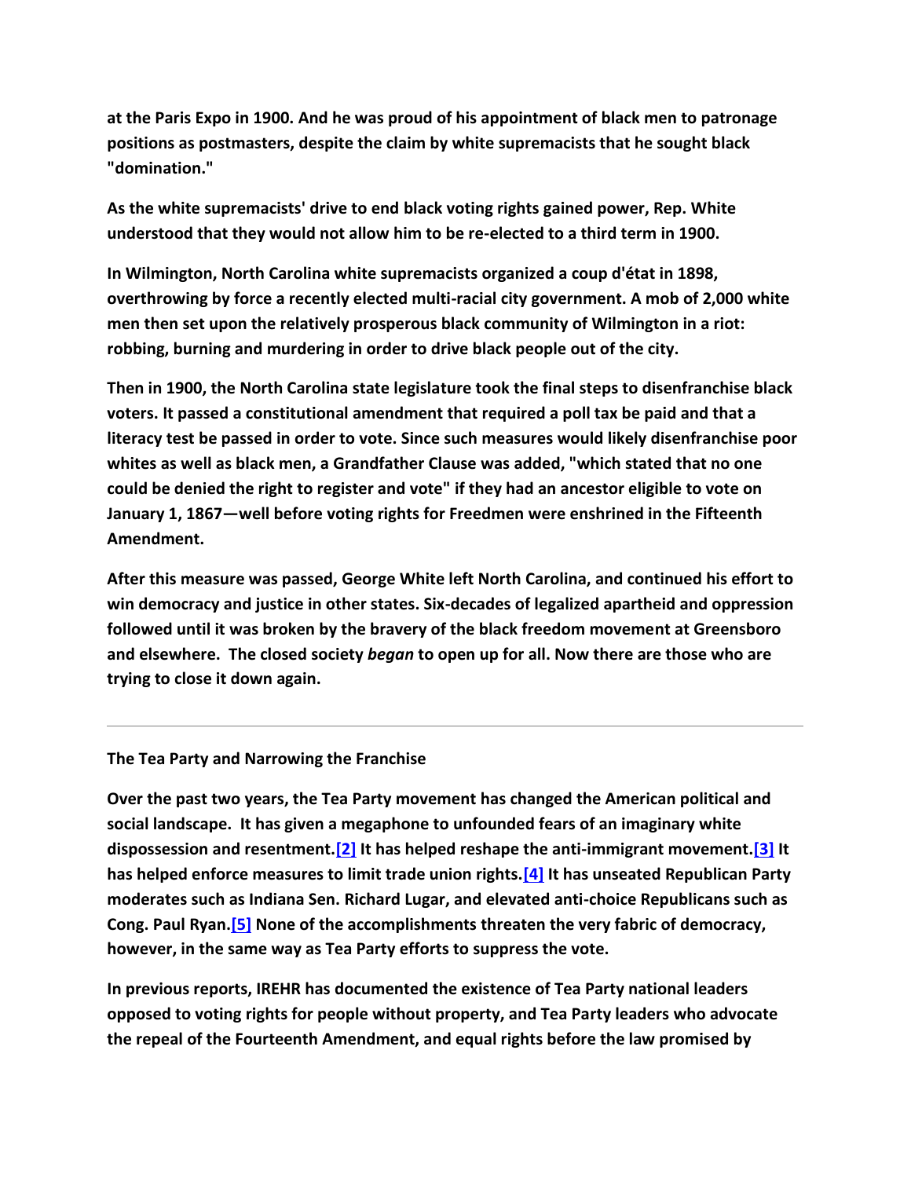at the Paris Expo in 1900. And he was proud of his appointment of black men to patronage positions as postmasters, despite the claim by white supremacists that he sought black "domination."

As the white supremacists' drive to end black voting rights gained power, Rep. White understood that they would not allow him to be re-elected to a third term in 1900.

In Wilmington, North Carolina white supremacists organized a coup d'état in 1898, overthrowing by force a recently elected multi-racial city government. A mob of 2,000 white men then set upon the relatively prosperous black community of Wilmington in a riot: robbing, burning and murdering in order to drive black people out of the city.

Then in 1900, the North Carolina state legislature took the final steps to disenfranchise black voters. It passed a constitutional amendment that required a poll tax be paid and that a literacy test be passed in order to vote. Since such measures would likely disenfranchise poor whites as well as black men, a Grandfather Clause was added, "which stated that no one could be denied the right to register and vote" if they had an ancestor eligible to vote on January 1, 1867—well before voting rights for Freedmen were enshrined in the Fifteenth Amendment.

After this measure was passed, George White left North Carolina, and continued his effort to win democracy and justice in other states. Six-decades of legalized apartheid and oppression followed until it was broken by the bravery of the black freedom movement at Greensboro and elsewhere. The closed society *began* to open up for all. Now there are those who are trying to close it down again.

---

## The Tea Party and Narrowing the Franchise

Over the past two years, the Tea Party movement has changed the American political and social landscape. It has given a megaphone to unfounded fears of an imaginary white dispossession and resentment.[2] It has helped reshape the anti-immigrant movement.[3] It has helped enforce measures to limit trade union rights.[4] It has unseated Republican Party moderates such as Indiana Sen. Richard Lugar, and elevated anti-choice Republicans such as Cong. Paul Ryan.[5] None of the accomplishments threaten the very fabric of democracy, however, in the same way as Tea Party efforts to suppress the vote.

In previous reports, IREHR has documented the existence of Tea Party national leaders opposed to voting rights for people without property, and Tea Party leaders who advocate the repeal of the Fourteenth Amendment, and equal rights before the law promised by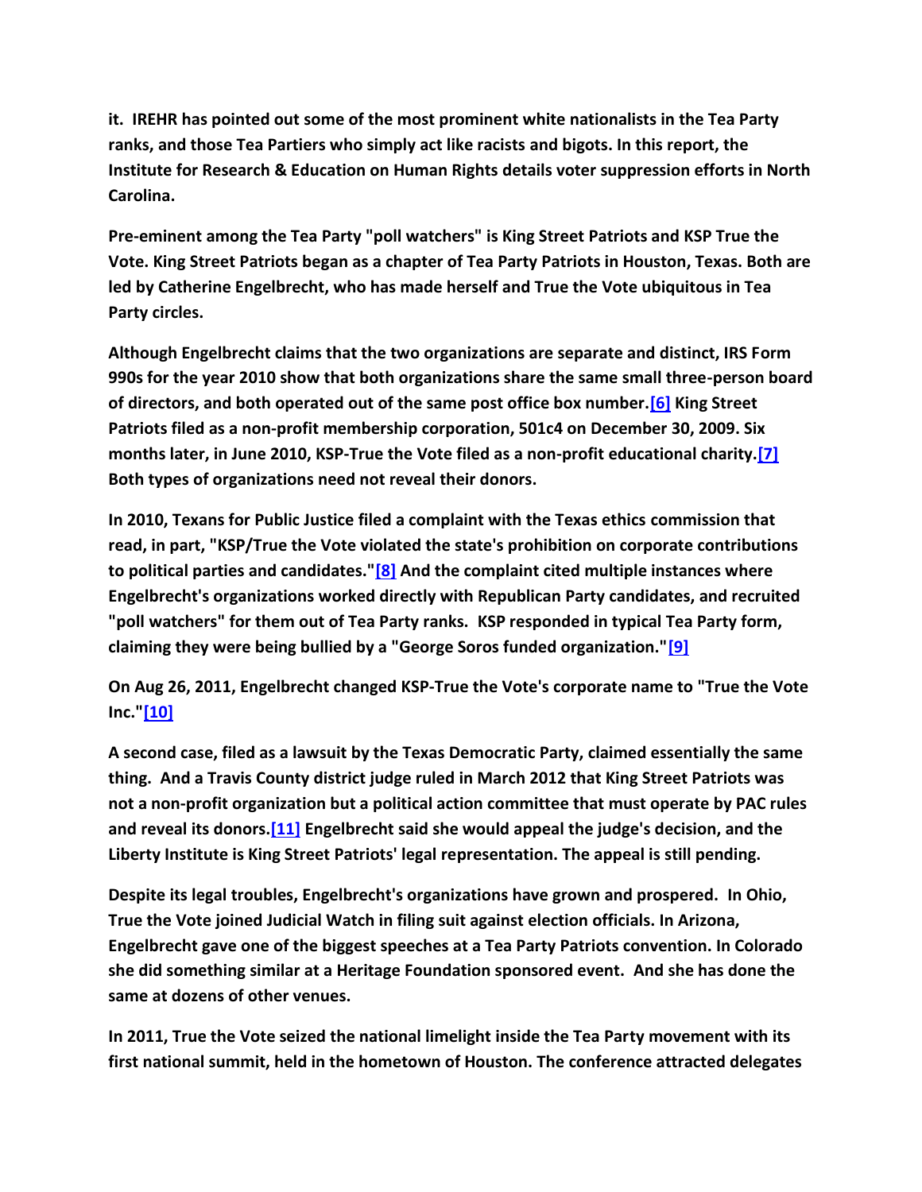**it. IREHR has pointed out some of the most prominent white nationalists in the Tea Party ranks, and those Tea Partiers who simply act like racists and bigots. In this report, the Institute for Research & Education on Human Rights details voter suppression efforts in North Carolina.**

**Pre-eminent among the Tea Party "poll watchers" is King Street Patriots and KSP True the Vote. King Street Patriots began as a chapter of Tea Party Patriots in Houston, Texas. Both are led by Catherine Engelbrecht, who has made herself and True the Vote ubiquitous in Tea Party circles.**

**Although Engelbrecht claims that the two organizations are separate and distinct, IRS Form 990s for the year 2010 show that both organizations share the same small three-person board of directors, and both operated out of the same post office box number.[6] King Street Patriots filed as a non-profit membership corporation, 501c4 on December 30, 2009. Six months later, in June 2010, KSP-True the Vote filed as a non-profit educational charity.[7] Both types of organizations need not reveal their donors.**

**In 2010, Texans for Public Justice filed a complaint with the Texas ethics commission that read, in part, "KSP/True the Vote violated the state's prohibition on corporate contributions to political parties and candidates."[8] And the complaint cited multiple instances where Engelbrecht's organizations worked directly with Republican Party candidates, and recruited "poll watchers" for them out of Tea Party ranks. KSP responded in typical Tea Party form, claiming they were being bullied by a "George Soros funded organization."[9]**

**On Aug 26, 2011, Engelbrecht changed KSP-True the Vote's corporate name to "True the Vote Inc."[10]**

**A second case, filed as a lawsuit by the Texas Democratic Party, claimed essentially the same thing. And a Travis County district judge ruled in March 2012 that King Street Patriots was not a non-profit organization but a political action committee that must operate by PAC rules and reveal its donors.[11] Engelbrecht said she would appeal the judge's decision, and the Liberty Institute is King Street Patriots' legal representation. The appeal is still pending.**

**Despite its legal troubles, Engelbrecht's organizations have grown and prospered. In Ohio, True the Vote joined Judicial Watch in filing suit against election officials. In Arizona, Engelbrecht gave one of the biggest speeches at a Tea Party Patriots convention. In Colorado she did something similar at a Heritage Foundation sponsored event. And she has done the same at dozens of other venues.**

**In 2011, True the Vote seized the national limelight inside the Tea Party movement with its first national summit, held in the hometown of Houston. The conference attracted delegates**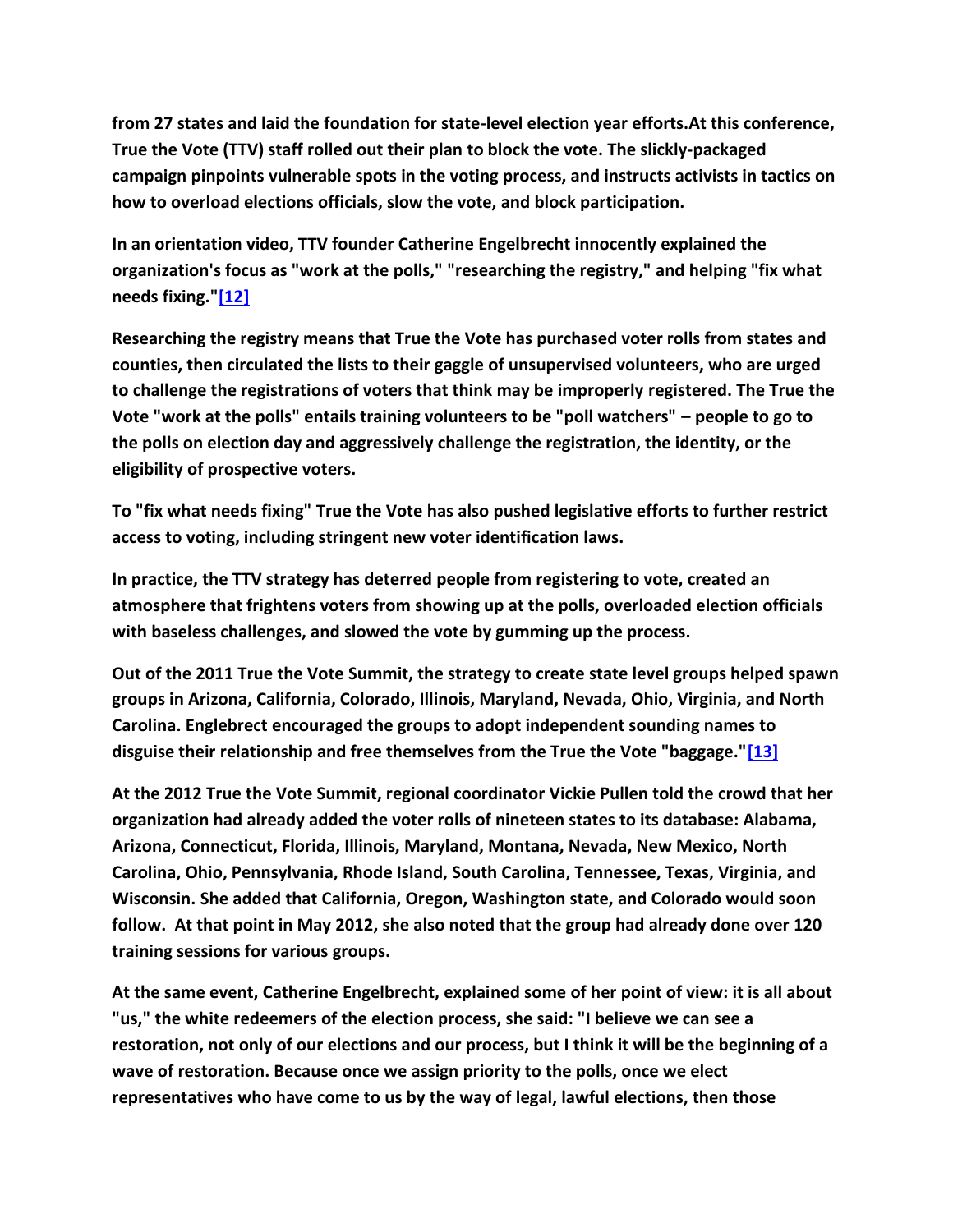**from 27 states and laid the foundation for state-level election year efforts.At this conference, True the Vote (TTV) staff rolled out their plan to block the vote. The slickly-packaged campaign pinpoints vulnerable spots in the voting process, and instructs activists in tactics on how to overload elections officials, slow the vote, and block participation.**

**In an orientation video, TTV founder Catherine Engelbrecht innocently explained the organization's focus as "work at the polls," "researching the registry," and helping "fix what needs fixing."[12]**

**Researching the registry means that True the Vote has purchased voter rolls from states and counties, then circulated the lists to their gaggle of unsupervised volunteers, who are urged to challenge the registrations of voters that think may be improperly registered. The True the Vote "work at the polls" entails training volunteers to be "poll watchers" – people to go to the polls on election day and aggressively challenge the registration, the identity, or the eligibility of prospective voters.**

**To "fix what needs fixing" True the Vote has also pushed legislative efforts to further restrict access to voting, including stringent new voter identification laws.**

**In practice, the TTV strategy has deterred people from registering to vote, created an atmosphere that frightens voters from showing up at the polls, overloaded election officials with baseless challenges, and slowed the vote by gumming up the process.**

**Out of the 2011 True the Vote Summit, the strategy to create state level groups helped spawn groups in Arizona, California, Colorado, Illinois, Maryland, Nevada, Ohio, Virginia, and North Carolina. Englebrect encouraged the groups to adopt independent sounding names to disguise their relationship and free themselves from the True the Vote "baggage."[13]**

**At the 2012 True the Vote Summit, regional coordinator Vickie Pullen told the crowd that her organization had already added the voter rolls of nineteen states to its database: Alabama, Arizona, Connecticut, Florida, Illinois, Maryland, Montana, Nevada, New Mexico, North Carolina, Ohio, Pennsylvania, Rhode Island, South Carolina, Tennessee, Texas, Virginia, and Wisconsin. She added that California, Oregon, Washington state, and Colorado would soon follow. At that point in May 2012, she also noted that the group had already done over 120 training sessions for various groups.**

**At the same event, Catherine Engelbrecht, explained some of her point of view: it is all about "us," the white redeemers of the election process, she said: "I believe we can see a restoration, not only of our elections and our process, but I think it will be the beginning of a wave of restoration. Because once we assign priority to the polls, once we elect representatives who have come to us by the way of legal, lawful elections, then those**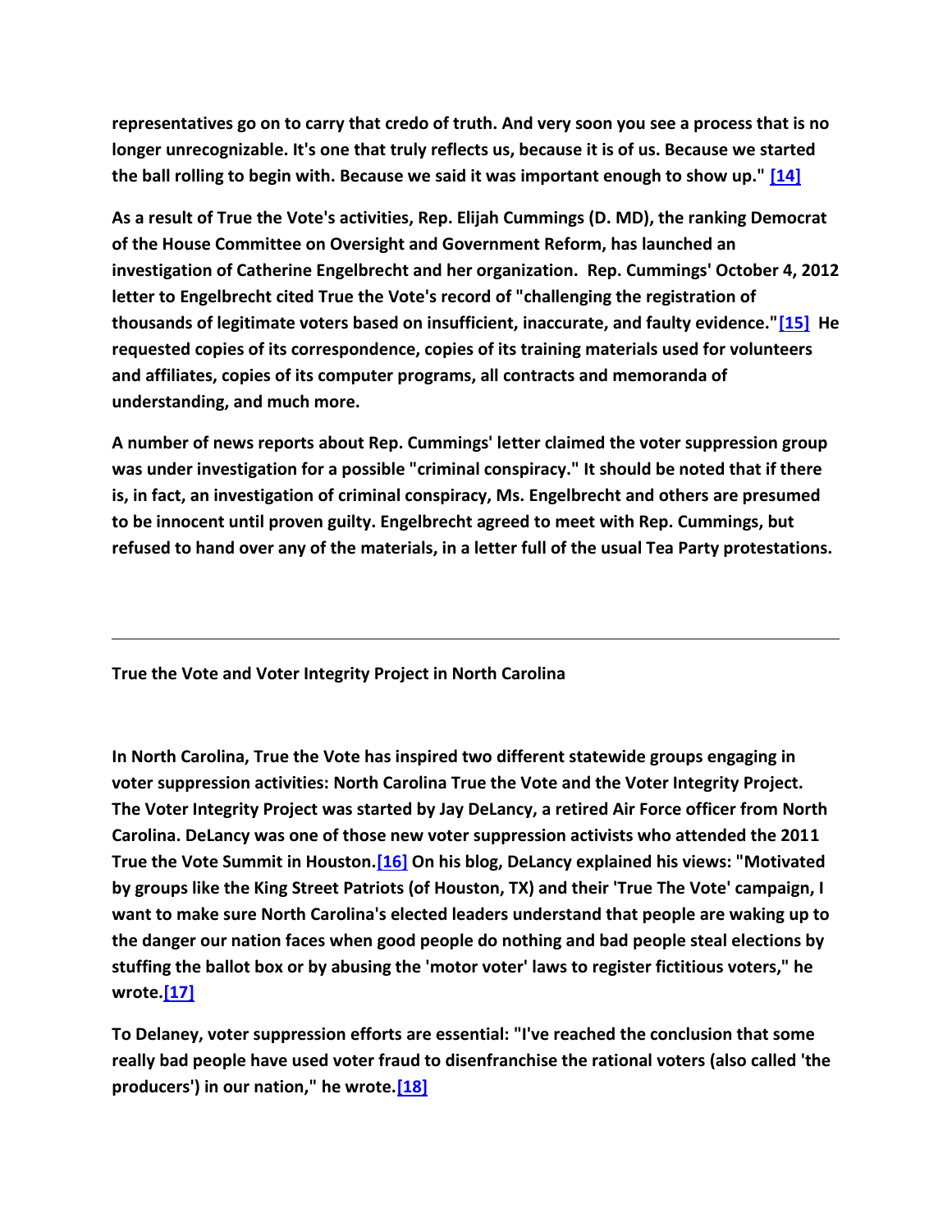**representatives go on to carry that credo of truth. And very soon you see a process that is no longer unrecognizable. It's one that truly reflects us, because it is of us. Because we started the ball rolling to begin with. Because we said it was important enough to show up." [14]**

**As a result of True the Vote's activities, Rep. Elijah Cummings (D. MD), the ranking Democrat of the House Committee on Oversight and Government Reform, has launched an investigation of Catherine Engelbrecht and her organization. Rep. Cummings' October 4, 2012 letter to Engelbrecht cited True the Vote's record of "challenging the registration of thousands of legitimate voters based on insufficient, inaccurate, and faulty evidence."[15] He requested copies of its correspondence, copies of its training materials used for volunteers and affiliates, copies of its computer programs, all contracts and memoranda of understanding, and much more.**

**A number of news reports about Rep. Cummings' letter claimed the voter suppression group was under investigation for a possible "criminal conspiracy." It should be noted that if there is, in fact, an investigation of criminal conspiracy, Ms. Engelbrecht and others are presumed to be innocent until proven guilty. Engelbrecht agreed to meet with Rep. Cummings, but refused to hand over any of the materials, in a letter full of the usual Tea Party protestations.**

---

**True the Vote and Voter Integrity Project in North Carolina**

**In North Carolina, True the Vote has inspired two different statewide groups engaging in voter suppression activities: North Carolina True the Vote and the Voter Integrity Project. The Voter Integrity Project was started by Jay DeLancy, a retired Air Force officer from North Carolina. DeLancy was one of those new voter suppression activists who attended the 2011 True the Vote Summit in Houston.[16] On his blog, DeLancy explained his views: "Motivated by groups like the King Street Patriots (of Houston, TX) and their 'True The Vote' campaign, I want to make sure North Carolina's elected leaders understand that people are waking up to the danger our nation faces when good people do nothing and bad people steal elections by stuffing the ballot box or by abusing the 'motor voter' laws to register fictitious voters," he wrote.[17]**

**To Delaney, voter suppression efforts are essential: "I've reached the conclusion that some really bad people have used voter fraud to disenfranchise the rational voters (also called 'the producers') in our nation," he wrote.[18]**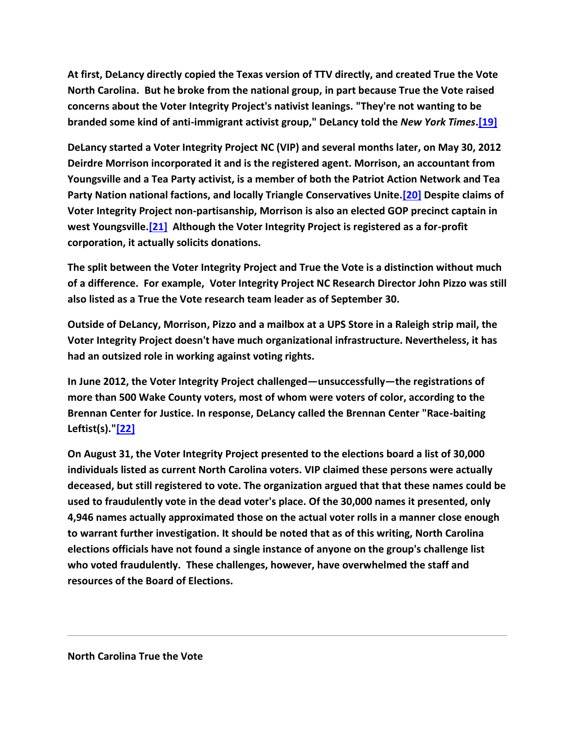**At first, DeLancy directly copied the Texas version of TTV directly, and created True the Vote North Carolina. But he broke from the national group, in part because True the Vote raised concerns about the Voter Integrity Project's nativist leanings. "They're not wanting to be branded some kind of anti-immigrant activist group," DeLancy told the *New York Times*.[19]**

**DeLancy started a Voter Integrity Project NC (VIP) and several months later, on May 30, 2012 Deirdre Morrison incorporated it and is the registered agent. Morrison, an accountant from Youngsville and a Tea Party activist, is a member of both the Patriot Action Network and Tea Party Nation national factions, and locally Triangle Conservatives Unite.[20] Despite claims of Voter Integrity Project non-partisanship, Morrison is also an elected GOP precinct captain in west Youngsville.[21] Although the Voter Integrity Project is registered as a for-profit corporation, it actually solicits donations.**

**The split between the Voter Integrity Project and True the Vote is a distinction without much of a difference. For example, Voter Integrity Project NC Research Director John Pizzo was still also listed as a True the Vote research team leader as of September 30.**

**Outside of DeLancy, Morrison, Pizzo and a mailbox at a UPS Store in a Raleigh strip mail, the Voter Integrity Project doesn't have much organizational infrastructure. Nevertheless, it has had an outsized role in working against voting rights.**

**In June 2012, the Voter Integrity Project challenged—unsuccessfully—the registrations of more than 500 Wake County voters, most of whom were voters of color, according to the Brennan Center for Justice. In response, DeLancy called the Brennan Center "Race-baiting Leftist(s)."[22]**

**On August 31, the Voter Integrity Project presented to the elections board a list of 30,000 individuals listed as current North Carolina voters. VIP claimed these persons were actually deceased, but still registered to vote. The organization argued that that these names could be used to fraudulently vote in the dead voter's place. Of the 30,000 names it presented, only 4,946 names actually approximated those on the actual voter rolls in a manner close enough to warrant further investigation. It should be noted that as of this writing, North Carolina elections officials have not found a single instance of anyone on the group's challenge list who voted fraudulently. These challenges, however, have overwhelmed the staff and resources of the Board of Elections.**

---

**North Carolina True the Vote**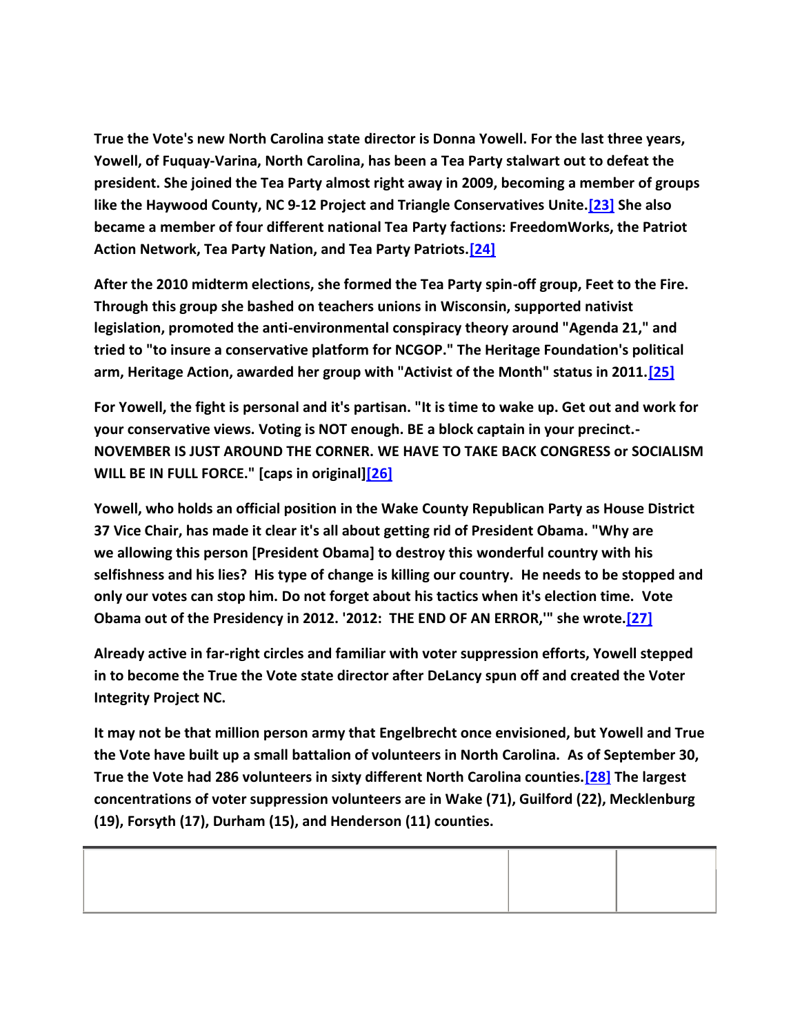**True the Vote's new North Carolina state director is Donna Yowell. For the last three years, Yowell, of Fuquay-Varina, North Carolina, has been a Tea Party stalwart out to defeat the president. She joined the Tea Party almost right away in 2009, becoming a member of groups like the Haywood County, NC 9-12 Project and Triangle Conservatives Unite.[23] She also became a member of four different national Tea Party factions: FreedomWorks, the Patriot Action Network, Tea Party Nation, and Tea Party Patriots.[24]**

**After the 2010 midterm elections, she formed the Tea Party spin-off group, Feet to the Fire. Through this group she bashed on teachers unions in Wisconsin, supported nativist legislation, promoted the anti-environmental conspiracy theory around "Agenda 21," and tried to "to insure a conservative platform for NCGOP." The Heritage Foundation's political arm, Heritage Action, awarded her group with "Activist of the Month" status in 2011.[25]**

**For Yowell, the fight is personal and it's partisan. "It is time to wake up. Get out and work for your conservative views. Voting is NOT enough. BE a block captain in your precinct.- NOVEMBER IS JUST AROUND THE CORNER. WE HAVE TO TAKE BACK CONGRESS or SOCIALISM WILL BE IN FULL FORCE." [caps in original][26]**

**Yowell, who holds an official position in the Wake County Republican Party as House District 37 Vice Chair, has made it clear it's all about getting rid of President Obama. "Why are we allowing this person [President Obama] to destroy this wonderful country with his selfishness and his lies? His type of change is killing our country. He needs to be stopped and only our votes can stop him. Do not forget about his tactics when it's election time. Vote Obama out of the Presidency in 2012. '2012: THE END OF AN ERROR,'" she wrote.[27]**

**Already active in far-right circles and familiar with voter suppression efforts, Yowell stepped in to become the True the Vote state director after DeLancy spun off and created the Voter Integrity Project NC.**

**It may not be that million person army that Engelbrecht once envisioned, but Yowell and True the Vote have built up a small battalion of volunteers in North Carolina. As of September 30, True the Vote had 286 volunteers in sixty different North Carolina counties.[28] The largest concentrations of voter suppression volunteers are in Wake (71), Guilford (22), Mecklenburg (19), Forsyth (17), Durham (15), and Henderson (11) counties.**

| | | |
|---|---|---|
| | | |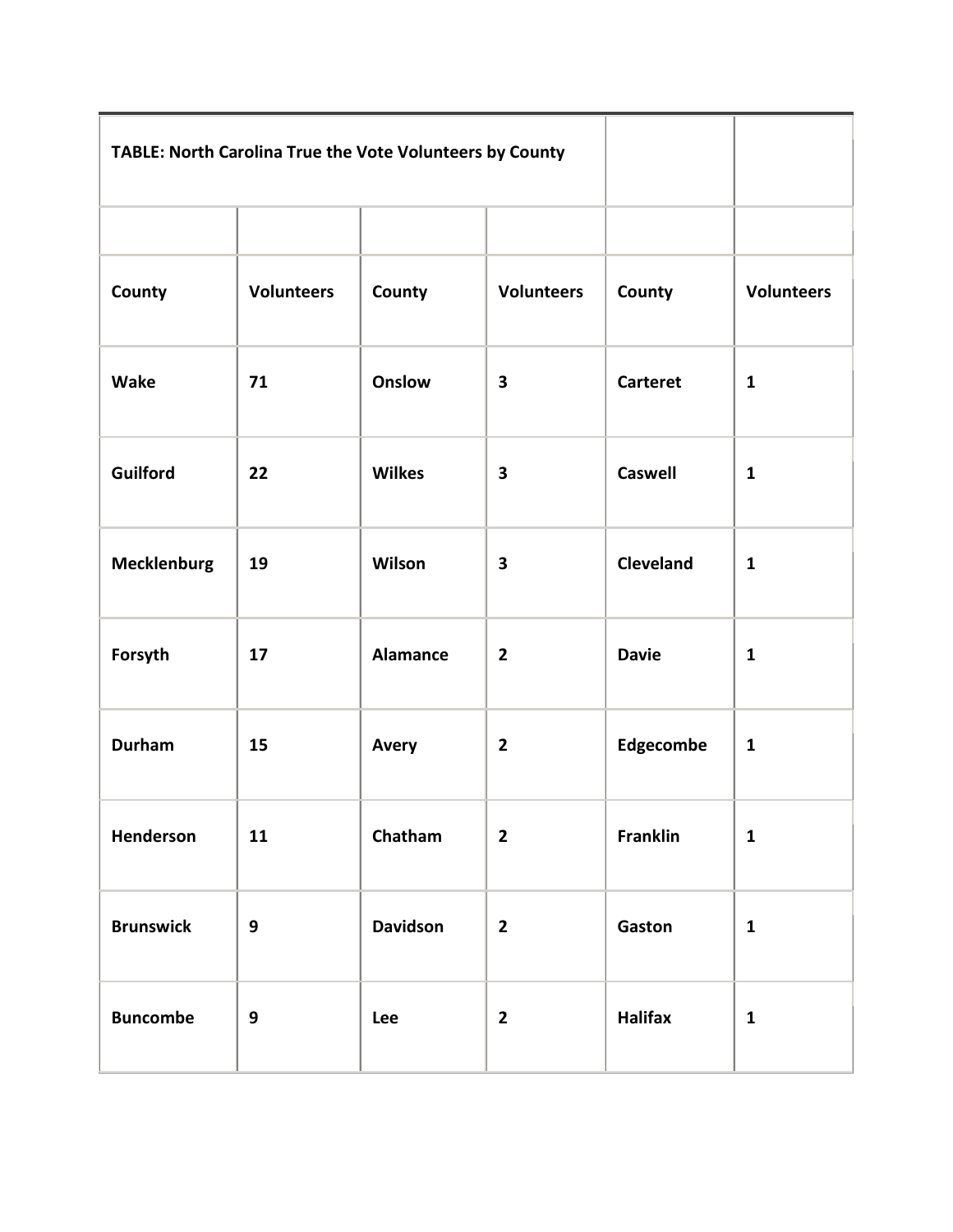| TABLE: North Carolina True the Vote Volunteers by County | | | | | |
|---|---|---|---|---|---|
| | | | | | |
| **County** | **Volunteers** | **County** | **Volunteers** | **County** | **Volunteers** |
| **Wake** | **71** | **Onslow** | **3** | **Carteret** | **1** |
| **Guilford** | **22** | **Wilkes** | **3** | **Caswell** | **1** |
| **Mecklenburg** | **19** | **Wilson** | **3** | **Cleveland** | **1** |
| **Forsyth** | **17** | **Alamance** | **2** | **Davie** | **1** |
| **Durham** | **15** | **Avery** | **2** | **Edgecombe** | **1** |
| **Henderson** | **11** | **Chatham** | **2** | **Franklin** | **1** |
| **Brunswick** | **9** | **Davidson** | **2** | **Gaston** | **1** |
| **Buncombe** | **9** | **Lee** | **2** | **Halifax** | **1** |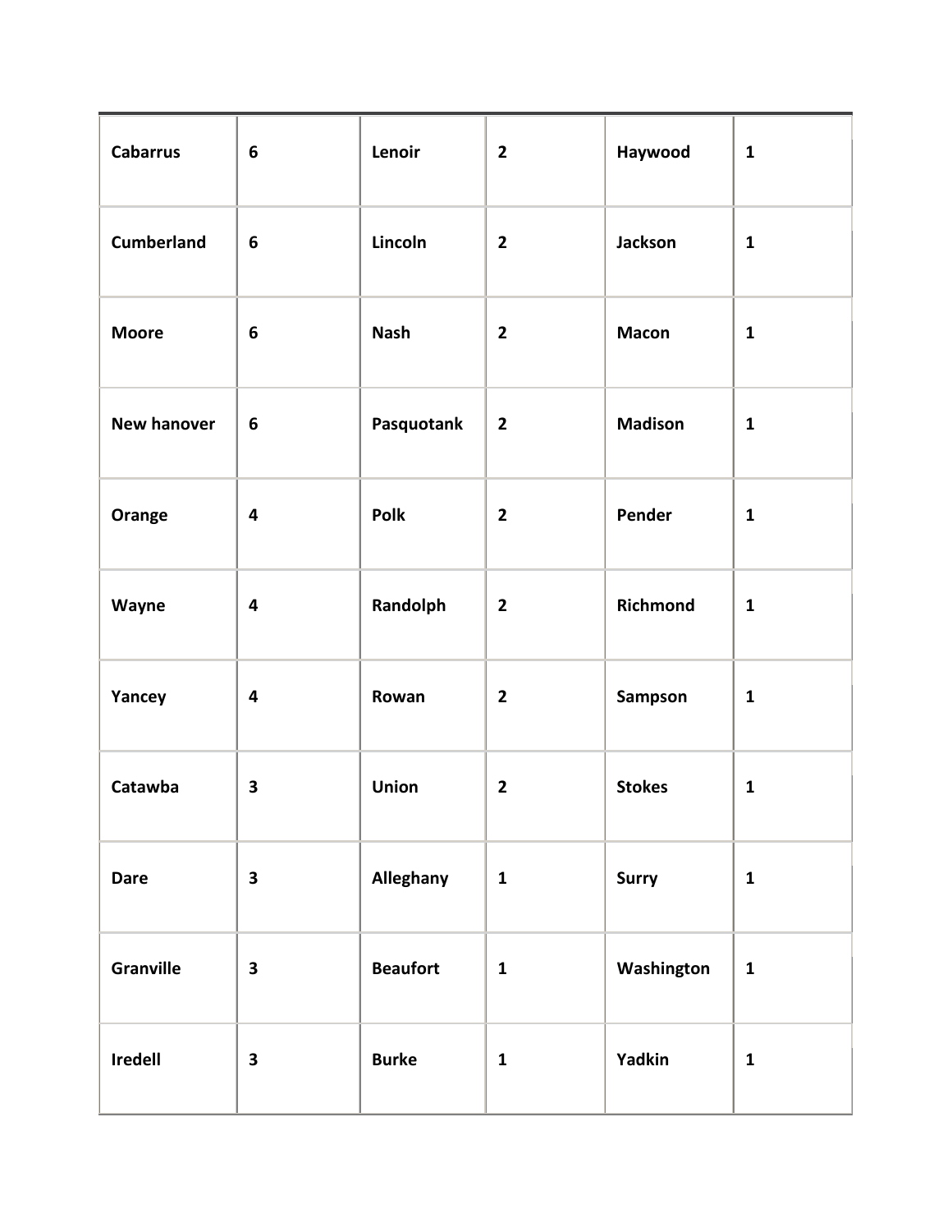| Cabarrus | 6 | Lenoir | 2 | Haywood | 1 |
|---|---|---|---|---|---|
| Cumberland | 6 | Lincoln | 2 | Jackson | 1 |
| Moore | 6 | Nash | 2 | Macon | 1 |
| New hanover | 6 | Pasquotank | 2 | Madison | 1 |
| Orange | 4 | Polk | 2 | Pender | 1 |
| Wayne | 4 | Randolph | 2 | Richmond | 1 |
| Yancey | 4 | Rowan | 2 | Sampson | 1 |
| Catawba | 3 | Union | 2 | Stokes | 1 |
| Dare | 3 | Alleghany | 1 | Surry | 1 |
| Granville | 3 | Beaufort | 1 | Washington | 1 |
| Iredell | 3 | Burke | 1 | Yadkin | 1 |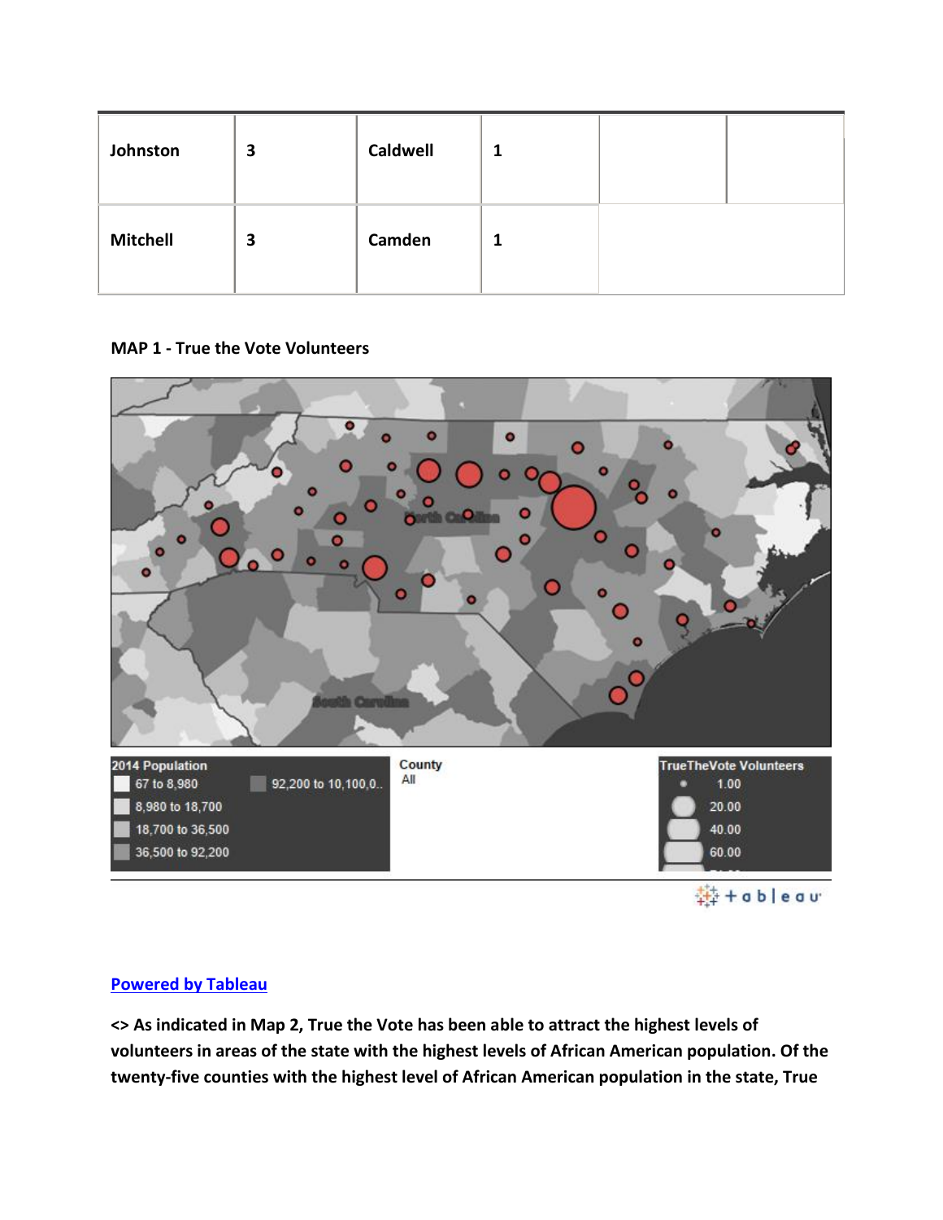| Johnston | 3 | Caldwell | 1 | | |
|---|---|---|---|---|---|
| Mitchell | 3 | Camden | 1 | | |

**MAP 1 - True the Vote Volunteers**

[Powered by Tableau](#)

**<> As indicated in Map 2, True the Vote has been able to attract the highest levels of volunteers in areas of the state with the highest levels of African American population. Of the twenty-five counties with the highest level of African American population in the state, True**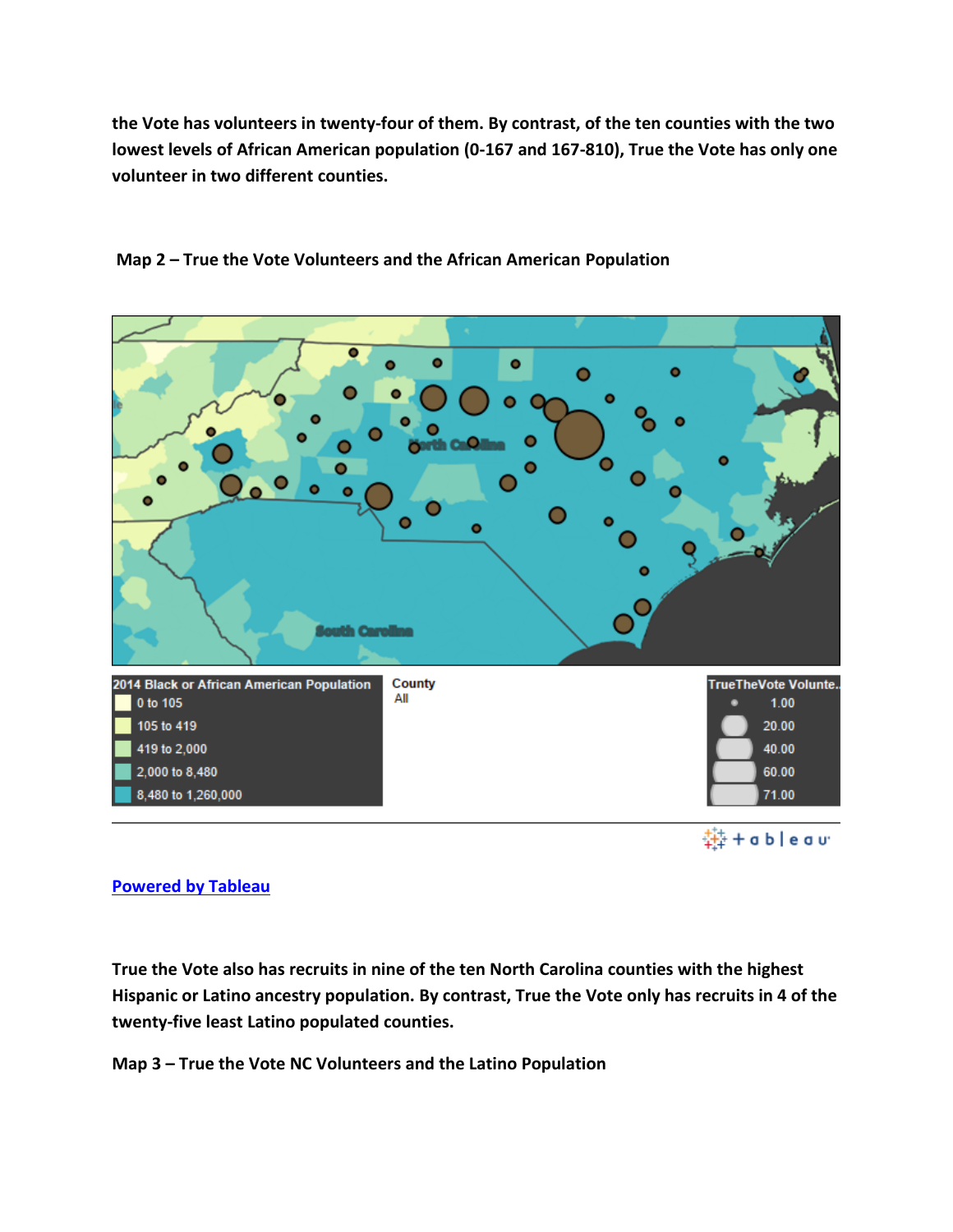**the Vote has volunteers in twenty-four of them. By contrast, of the ten counties with the two lowest levels of African American population (0-167 and 167-810), True the Vote has only one volunteer in two different counties.**

**Map 2 – True the Vote Volunteers and the African American Population**

[Powered by Tableau](#)

**True the Vote also has recruits in nine of the ten North Carolina counties with the highest Hispanic or Latino ancestry population. By contrast, True the Vote only has recruits in 4 of the twenty-five least Latino populated counties.**

**Map 3 – True the Vote NC Volunteers and the Latino Population**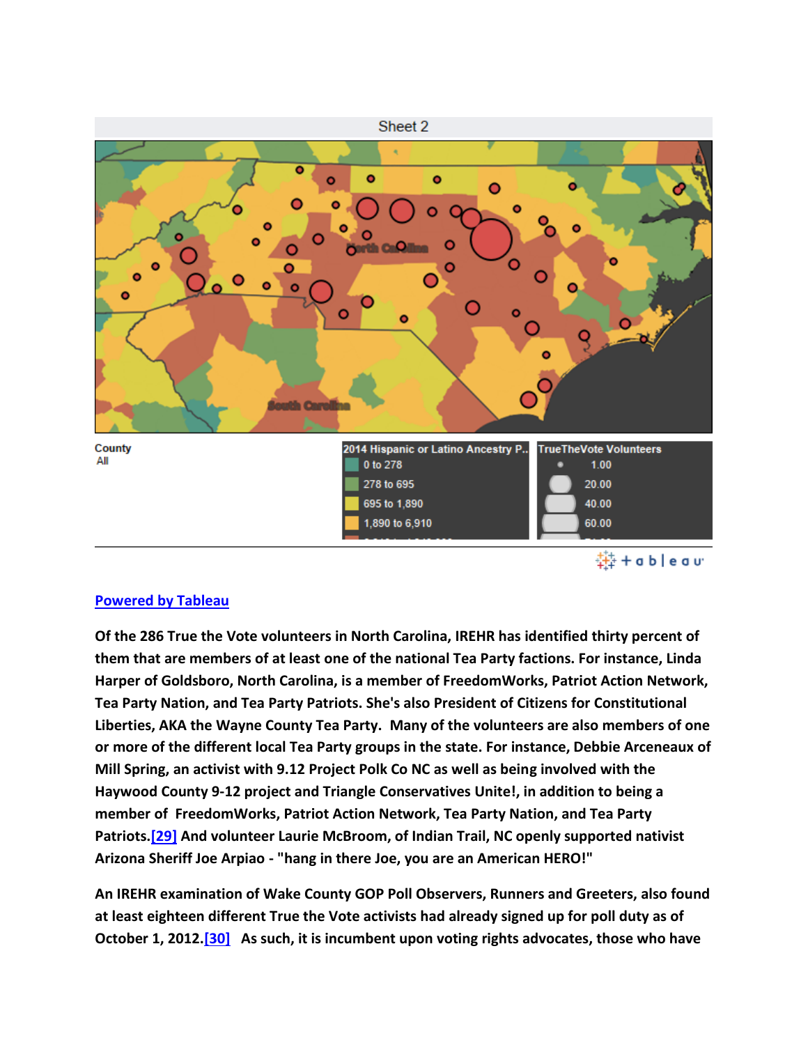Sheet 2

County
All

2014 Hispanic or Latino Ancestry P..
- 0 to 278
- 278 to 695
- 695 to 1,890
- 1,890 to 6,910

TrueTheVote Volunteers
- 1.00
- 20.00
- 40.00
- 60.00

**Powered by Tableau**

**Of the 286 True the Vote volunteers in North Carolina, IREHR has identified thirty percent of them that are members of at least one of the national Tea Party factions. For instance, Linda Harper of Goldsboro, North Carolina, is a member of FreedomWorks, Patriot Action Network, Tea Party Nation, and Tea Party Patriots. She's also President of Citizens for Constitutional Liberties, AKA the Wayne County Tea Party. Many of the volunteers are also members of one or more of the different local Tea Party groups in the state. For instance, Debbie Arceneaux of Mill Spring, an activist with 9.12 Project Polk Co NC as well as being involved with the Haywood County 9-12 project and Triangle Conservatives Unite!, in addition to being a member of FreedomWorks, Patriot Action Network, Tea Party Nation, and Tea Party Patriots.[29] And volunteer Laurie McBroom, of Indian Trail, NC openly supported nativist Arizona Sheriff Joe Arpiao - "hang in there Joe, you are an American HERO!"**

**An IREHR examination of Wake County GOP Poll Observers, Runners and Greeters, also found at least eighteen different True the Vote activists had already signed up for poll duty as of October 1, 2012.[30] As such, it is incumbent upon voting rights advocates, those who have**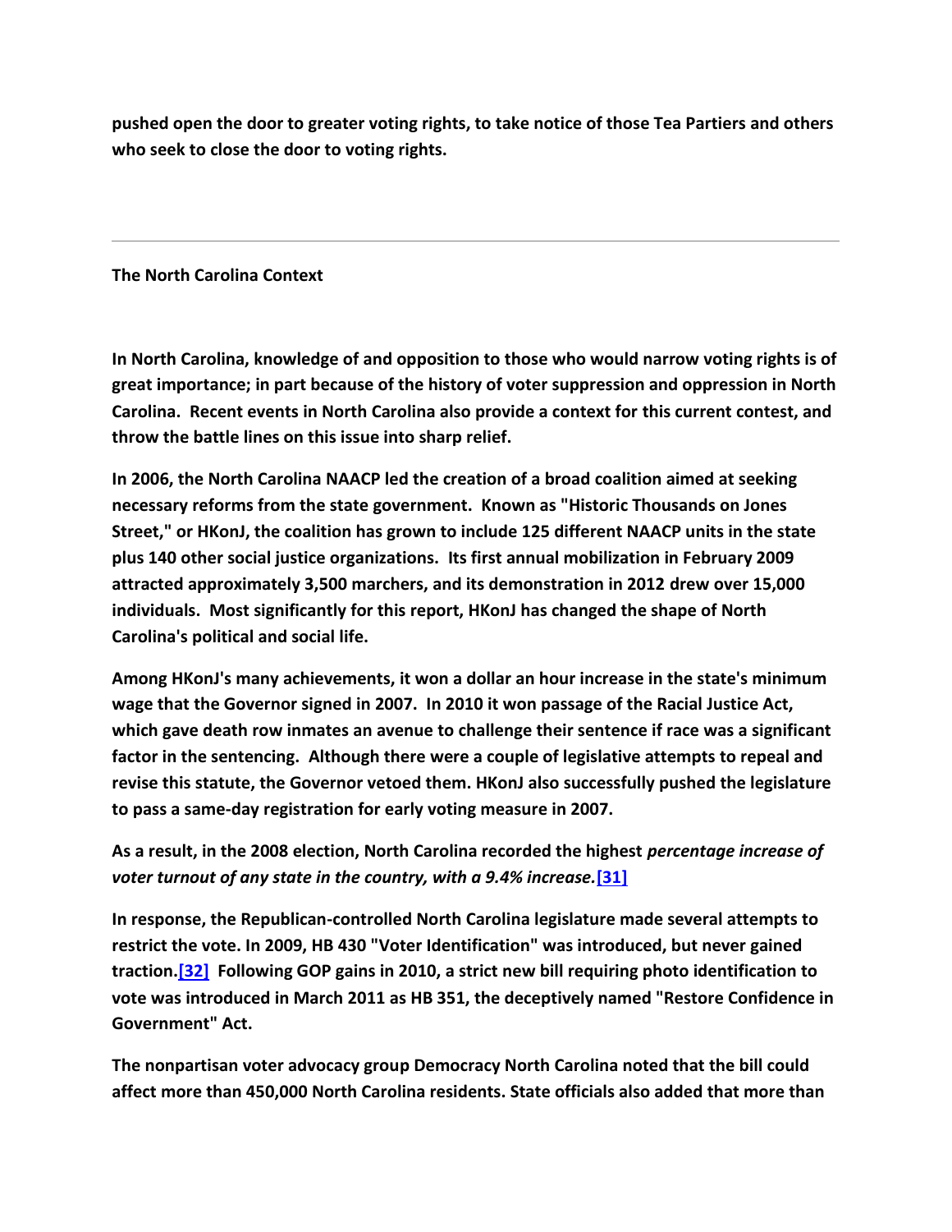**pushed open the door to greater voting rights, to take notice of those Tea Partiers and others who seek to close the door to voting rights.**

---

**The North Carolina Context**

**In North Carolina, knowledge of and opposition to those who would narrow voting rights is of great importance; in part because of the history of voter suppression and oppression in North Carolina. Recent events in North Carolina also provide a context for this current contest, and throw the battle lines on this issue into sharp relief.**

**In 2006, the North Carolina NAACP led the creation of a broad coalition aimed at seeking necessary reforms from the state government. Known as "Historic Thousands on Jones Street," or HKonJ, the coalition has grown to include 125 different NAACP units in the state plus 140 other social justice organizations. Its first annual mobilization in February 2009 attracted approximately 3,500 marchers, and its demonstration in 2012 drew over 15,000 individuals. Most significantly for this report, HKonJ has changed the shape of North Carolina's political and social life.**

**Among HKonJ's many achievements, it won a dollar an hour increase in the state's minimum wage that the Governor signed in 2007. In 2010 it won passage of the Racial Justice Act, which gave death row inmates an avenue to challenge their sentence if race was a significant factor in the sentencing. Although there were a couple of legislative attempts to repeal and revise this statute, the Governor vetoed them. HKonJ also successfully pushed the legislature to pass a same-day registration for early voting measure in 2007.**

**As a result, in the 2008 election, North Carolina recorded the highest *percentage increase of voter turnout of any state in the country, with a 9.4% increase.*[31]**

**In response, the Republican-controlled North Carolina legislature made several attempts to restrict the vote. In 2009, HB 430 "Voter Identification" was introduced, but never gained traction.[32] Following GOP gains in 2010, a strict new bill requiring photo identification to vote was introduced in March 2011 as HB 351, the deceptively named "Restore Confidence in Government" Act.**

**The nonpartisan voter advocacy group Democracy North Carolina noted that the bill could affect more than 450,000 North Carolina residents. State officials also added that more than**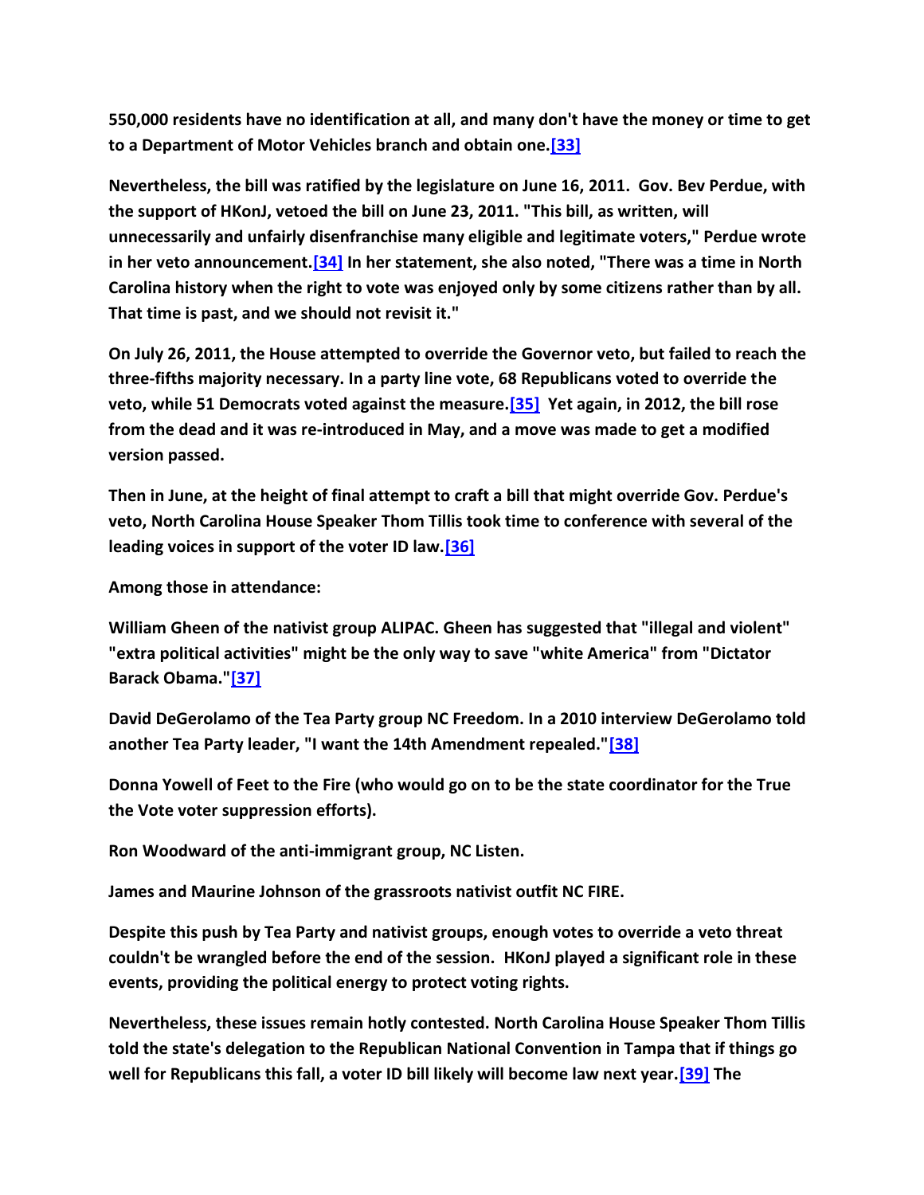**550,000 residents have no identification at all, and many don't have the money or time to get to a Department of Motor Vehicles branch and obtain one.[33]**

**Nevertheless, the bill was ratified by the legislature on June 16, 2011. Gov. Bev Perdue, with the support of HKonJ, vetoed the bill on June 23, 2011. "This bill, as written, will unnecessarily and unfairly disenfranchise many eligible and legitimate voters," Perdue wrote in her veto announcement.[34] In her statement, she also noted, "There was a time in North Carolina history when the right to vote was enjoyed only by some citizens rather than by all. That time is past, and we should not revisit it."**

**On July 26, 2011, the House attempted to override the Governor veto, but failed to reach the three-fifths majority necessary. In a party line vote, 68 Republicans voted to override the veto, while 51 Democrats voted against the measure.[35] Yet again, in 2012, the bill rose from the dead and it was re-introduced in May, and a move was made to get a modified version passed.**

**Then in June, at the height of final attempt to craft a bill that might override Gov. Perdue's veto, North Carolina House Speaker Thom Tillis took time to conference with several of the leading voices in support of the voter ID law.[36]**

**Among those in attendance:**

**William Gheen of the nativist group ALIPAC. Gheen has suggested that "illegal and violent" "extra political activities" might be the only way to save "white America" from "Dictator Barack Obama."[37]**

**David DeGerolamo of the Tea Party group NC Freedom. In a 2010 interview DeGerolamo told another Tea Party leader, "I want the 14th Amendment repealed."[38]**

**Donna Yowell of Feet to the Fire (who would go on to be the state coordinator for the True the Vote voter suppression efforts).**

**Ron Woodward of the anti-immigrant group, NC Listen.**

**James and Maurine Johnson of the grassroots nativist outfit NC FIRE.**

**Despite this push by Tea Party and nativist groups, enough votes to override a veto threat couldn't be wrangled before the end of the session. HKonJ played a significant role in these events, providing the political energy to protect voting rights.**

**Nevertheless, these issues remain hotly contested. North Carolina House Speaker Thom Tillis told the state's delegation to the Republican National Convention in Tampa that if things go well for Republicans this fall, a voter ID bill likely will become law next year.[39] The**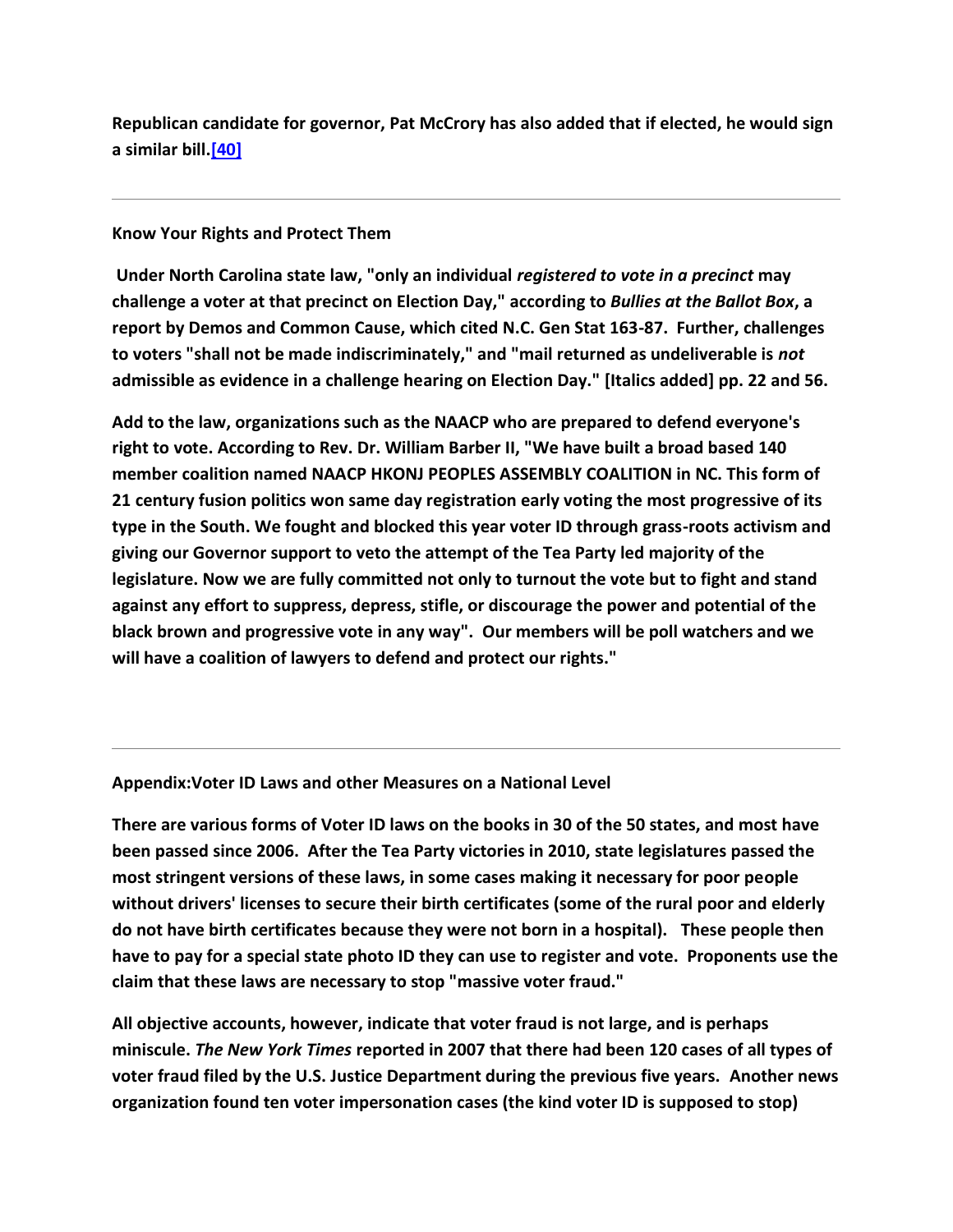**Republican candidate for governor, Pat McCrory has also added that if elected, he would sign a similar bill.[40]**

---

**Know Your Rights and Protect Them**

**Under North Carolina state law, "only an individual *registered to vote in a precinct* may challenge a voter at that precinct on Election Day," according to *Bullies at the Ballot Box*, a report by Demos and Common Cause, which cited N.C. Gen Stat 163-87. Further, challenges to voters "shall not be made indiscriminately," and "mail returned as undeliverable is *not* admissible as evidence in a challenge hearing on Election Day." [Italics added] pp. 22 and 56.**

**Add to the law, organizations such as the NAACP who are prepared to defend everyone's right to vote. According to Rev. Dr. William Barber II, "We have built a broad based 140 member coalition named NAACP HKONJ PEOPLES ASSEMBLY COALITION in NC. This form of 21 century fusion politics won same day registration early voting the most progressive of its type in the South. We fought and blocked this year voter ID through grass-roots activism and giving our Governor support to veto the attempt of the Tea Party led majority of the legislature. Now we are fully committed not only to turnout the vote but to fight and stand against any effort to suppress, depress, stifle, or discourage the power and potential of the black brown and progressive vote in any way". Our members will be poll watchers and we will have a coalition of lawyers to defend and protect our rights."**

---

**Appendix:Voter ID Laws and other Measures on a National Level**

**There are various forms of Voter ID laws on the books in 30 of the 50 states, and most have been passed since 2006. After the Tea Party victories in 2010, state legislatures passed the most stringent versions of these laws, in some cases making it necessary for poor people without drivers' licenses to secure their birth certificates (some of the rural poor and elderly do not have birth certificates because they were not born in a hospital). These people then have to pay for a special state photo ID they can use to register and vote. Proponents use the claim that these laws are necessary to stop "massive voter fraud."**

**All objective accounts, however, indicate that voter fraud is not large, and is perhaps miniscule. *The New York Times* reported in 2007 that there had been 120 cases of all types of voter fraud filed by the U.S. Justice Department during the previous five years. Another news organization found ten voter impersonation cases (the kind voter ID is supposed to stop)**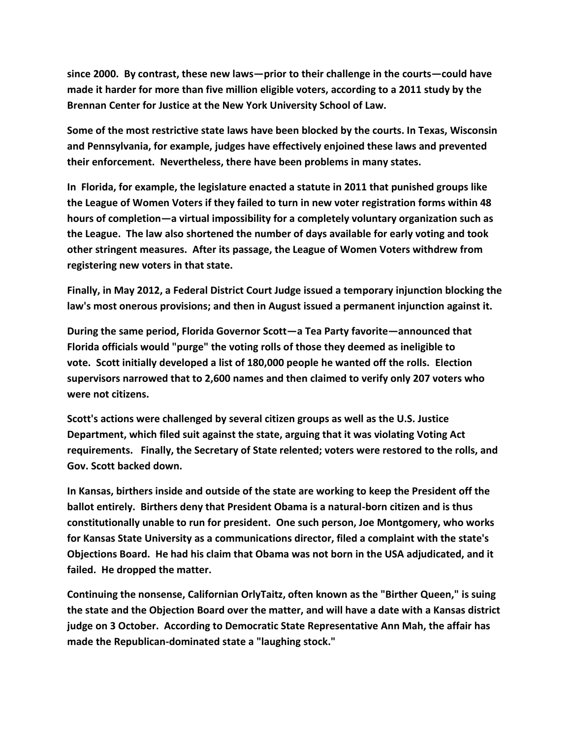since 2000. By contrast, these new laws—prior to their challenge in the courts—could have made it harder for more than five million eligible voters, according to a 2011 study by the Brennan Center for Justice at the New York University School of Law.

Some of the most restrictive state laws have been blocked by the courts. In Texas, Wisconsin and Pennsylvania, for example, judges have effectively enjoined these laws and prevented their enforcement. Nevertheless, there have been problems in many states.

In Florida, for example, the legislature enacted a statute in 2011 that punished groups like the League of Women Voters if they failed to turn in new voter registration forms within 48 hours of completion—a virtual impossibility for a completely voluntary organization such as the League. The law also shortened the number of days available for early voting and took other stringent measures. After its passage, the League of Women Voters withdrew from registering new voters in that state.

Finally, in May 2012, a Federal District Court Judge issued a temporary injunction blocking the law's most onerous provisions; and then in August issued a permanent injunction against it.

During the same period, Florida Governor Scott—a Tea Party favorite—announced that Florida officials would "purge" the voting rolls of those they deemed as ineligible to vote. Scott initially developed a list of 180,000 people he wanted off the rolls. Election supervisors narrowed that to 2,600 names and then claimed to verify only 207 voters who were not citizens.

Scott's actions were challenged by several citizen groups as well as the U.S. Justice Department, which filed suit against the state, arguing that it was violating Voting Act requirements. Finally, the Secretary of State relented; voters were restored to the rolls, and Gov. Scott backed down.

In Kansas, birthers inside and outside of the state are working to keep the President off the ballot entirely. Birthers deny that President Obama is a natural-born citizen and is thus constitutionally unable to run for president. One such person, Joe Montgomery, who works for Kansas State University as a communications director, filed a complaint with the state's Objections Board. He had his claim that Obama was not born in the USA adjudicated, and it failed. He dropped the matter.

Continuing the nonsense, Californian OrlyTaitz, often known as the "Birther Queen," is suing the state and the Objection Board over the matter, and will have a date with a Kansas district judge on 3 October. According to Democratic State Representative Ann Mah, the affair has made the Republican-dominated state a "laughing stock."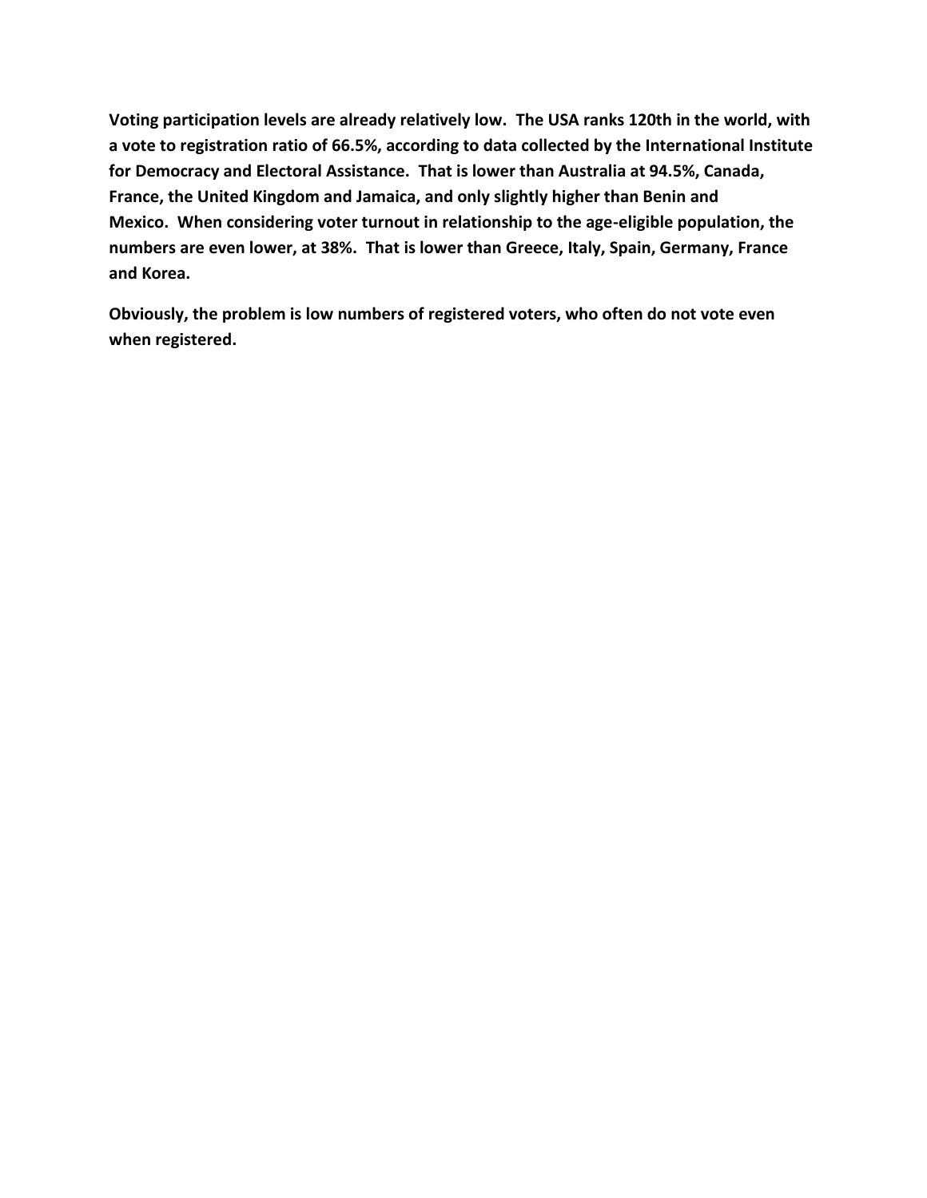**Voting participation levels are already relatively low. The USA ranks 120th in the world, with a vote to registration ratio of 66.5%, according to data collected by the International Institute for Democracy and Electoral Assistance. That is lower than Australia at 94.5%, Canada, France, the United Kingdom and Jamaica, and only slightly higher than Benin and Mexico. When considering voter turnout in relationship to the age-eligible population, the numbers are even lower, at 38%. That is lower than Greece, Italy, Spain, Germany, France and Korea.**

**Obviously, the problem is low numbers of registered voters, who often do not vote even when registered.**